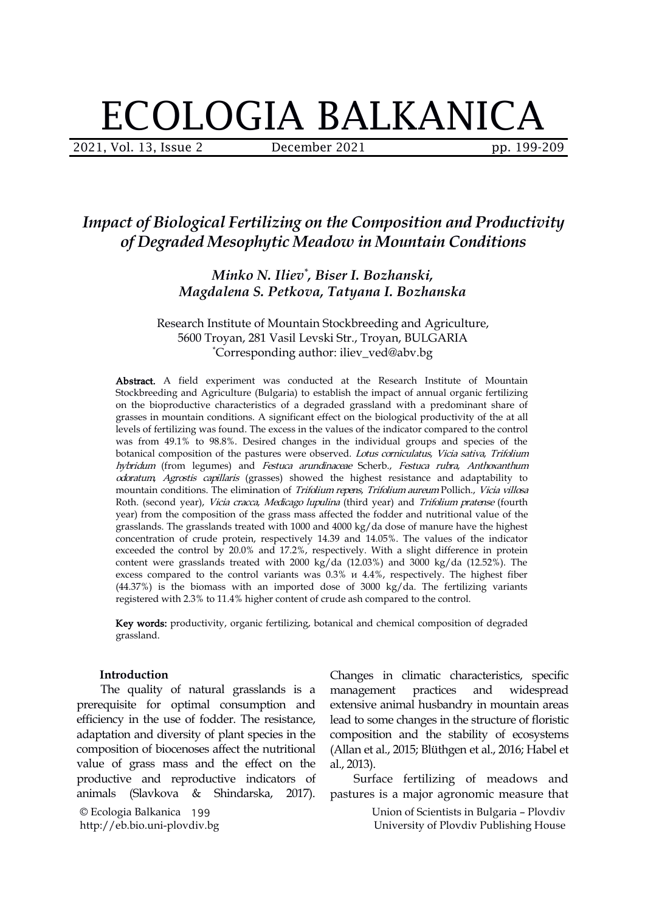# ECOLOGIA BALKANICA

## *Impact of Biological Fertilizing on the Composition and Productivity of Degraded Mesophytic Meadow in Mountain Conditions*

***Minko N. Iliev[*], Biser I. Bozhanski, Magdalena S. Petkova, Tatyana I. Bozhanska***

Research Institute of Mountain Stockbreeding and Agriculture, 5600 Troyan, 281 Vasil Levski Str., Troyan, BULGARIA
[*]Corresponding author: iliev_ved@abv.bg

**Abstract.** A field experiment was conducted at the Research Institute of Mountain Stockbreeding and Agriculture (Bulgaria) to establish the impact of annual organic fertilizing on the bioproductive characteristics of a degraded grassland with a predominant share of grasses in mountain conditions. A significant effect on the biological productivity of the at all levels of fertilizing was found. The excess in the values of the indicator compared to the control was from 49.1% to 98.8%. Desired changes in the individual groups and species of the botanical composition of the pastures were observed. *Lotus corniculatus*, *Vicia sativa*, *Trifolium hybridum* (from legumes) and *Festuca arundinaceae* Scherb., *Festuca rubra*, *Anthoxanthum odoratum*, *Agrostis capillaris* (grasses) showed the highest resistance and adaptability to mountain conditions. The elimination of *Trifolium repens*, *Trifolium aureum* Pollich., *Vicia villosa* Roth. (second year), *Vicia cracca*, *Medicago lupulina* (third year) and *Trifolium pratense* (fourth year) from the composition of the grass mass affected the fodder and nutritional value of the grasslands. The grasslands treated with 1000 and 4000 kg/da dose of manure have the highest concentration of crude protein, respectively 14.39 and 14.05%. The values of the indicator exceeded the control by 20.0% and 17.2%, respectively. With a slight difference in protein content were grasslands treated with 2000 kg/da (12.03%) and 3000 kg/da (12.52%). The excess compared to the control variants was 0.3% и 4.4%, respectively. The highest fiber (44.37%) is the biomass with an imported dose of 3000 kg/da. The fertilizing variants registered with 2.3% to 11.4% higher content of crude ash compared to the control.

**Key words:** productivity, organic fertilizing, botanical and chemical composition of degraded grassland.

### Introduction

The quality of natural grasslands is a prerequisite for optimal consumption and efficiency in the use of fodder. The resistance, adaptation and diversity of plant species in the composition of biocenoses affect the nutritional value of grass mass and the effect on the productive and reproductive indicators of animals (Slavkova & Shindarska, 2017). Changes in climatic characteristics, specific management practices and widespread extensive animal husbandry in mountain areas lead to some changes in the structure of floristic composition and the stability of ecosystems (Allan et al., 2015; Blüthgen et al., 2016; Habel et al., 2013).

Surface fertilizing of meadows and pastures is a major agronomic measure that

© Ecologia Balkanica
http://eb.bio.uni-plovdiv.bg

Union of Scientists in Bulgaria – Plovdiv
University of Plovdiv Publishing House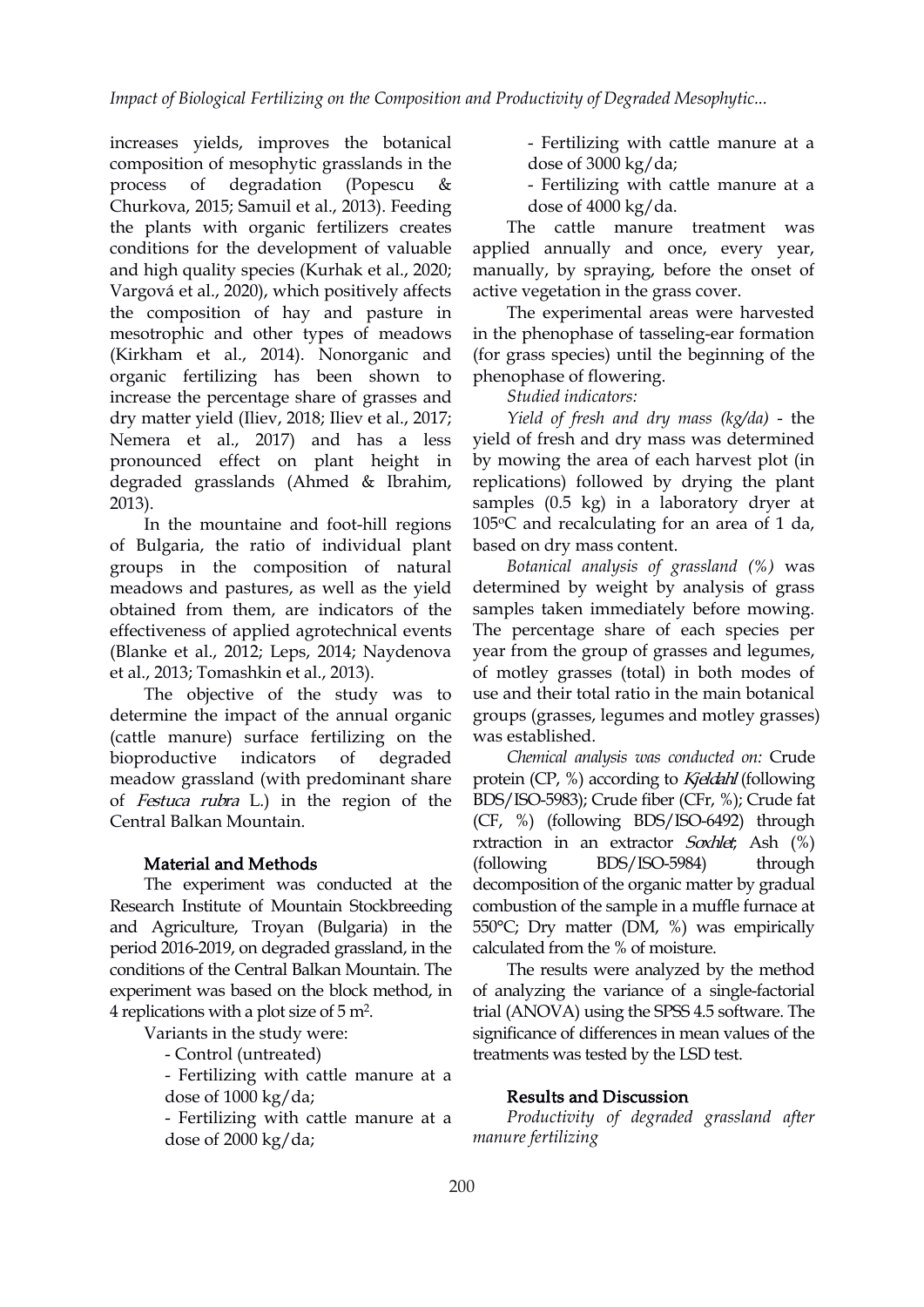increases yields, improves the botanical composition of mesophytic grasslands in the process of degradation (Popescu & Churkova, 2015; Samuil et al., 2013). Feeding the plants with organic fertilizers creates conditions for the development of valuable and high quality species (Kurhak et al., 2020; Vargová et al., 2020), which positively affects the composition of hay and pasture in mesotrophic and other types of meadows (Kirkham et al., 2014). Nonorganic and organic fertilizing has been shown to increase the percentage share of grasses and dry matter yield (Iliev, 2018; Iliev et al., 2017; Nemera et al., 2017) and has a less pronounced effect on plant height in degraded grasslands (Ahmed & Ibrahim, 2013).

In the mountaine and foot-hill regions of Bulgaria, the ratio of individual plant groups in the composition of natural meadows and pastures, as well as the yield obtained from them, are indicators of the effectiveness of applied agrotechnical events (Blanke et al., 2012; Leps, 2014; Naydenova et al., 2013; Tomashkin et al., 2013).

The objective of the study was to determine the impact of the annual organic (cattle manure) surface fertilizing on the bioproductive indicators of degraded meadow grassland (with predominant share of *Festuca rubra* L.) in the region of the Central Balkan Mountain.

## Material and Methods

The experiment was conducted at the Research Institute of Mountain Stockbreeding and Agriculture, Troyan (Bulgaria) in the period 2016-2019, on degraded grassland, in the conditions of the Central Balkan Mountain. The experiment was based on the block method, in 4 replications with a plot size of 5 m$^2$.

Variants in the study were:

- Control (untreated)
- Fertilizing with cattle manure at a dose of 1000 kg/da;
- Fertilizing with cattle manure at a dose of 2000 kg/da;
- Fertilizing with cattle manure at a dose of 3000 kg/da;
- Fertilizing with cattle manure at a dose of 4000 kg/da.

The cattle manure treatment was applied annually and once, every year, manually, by spraying, before the onset of active vegetation in the grass cover.

The experimental areas were harvested in the phenophase of tasseling-ear formation (for grass species) until the beginning of the phenophase of flowering.

*Studied indicators:*

*Yield of fresh and dry mass (kg/da)* - the yield of fresh and dry mass was determined by mowing the area of each harvest plot (in replications) followed by drying the plant samples (0.5 kg) in a laboratory dryer at 105$^o$C and recalculating for an area of 1 da, based on dry mass content.

*Botanical analysis of grassland (%)* was determined by weight by analysis of grass samples taken immediately before mowing. The percentage share of each species per year from the group of grasses and legumes, of motley grasses (total) in both modes of use and their total ratio in the main botanical groups (grasses, legumes and motley grasses) was established.

*Chemical analysis was conducted on:* Crude protein (CP, %) according to *Kjeldahl* (following BDS/ISO-5983); Crude fiber (CFr, %); Crude fat (CF, %) (following BDS/ISO-6492) through rxtraction in an extractor *Soxhlet*; Ash (%) (following BDS/ISO-5984) through decomposition of the organic matter by gradual combustion of the sample in a muffle furnace at 550°C; Dry matter (DM, %) was empirically calculated from the % of moisture.

The results were analyzed by the method of analyzing the variance of a single-factorial trial (ANOVA) using the SPSS 4.5 software. The significance of differences in mean values of the treatments was tested by the LSD test.

## Results and Discussion

*Productivity of degraded grassland after manure fertilizing*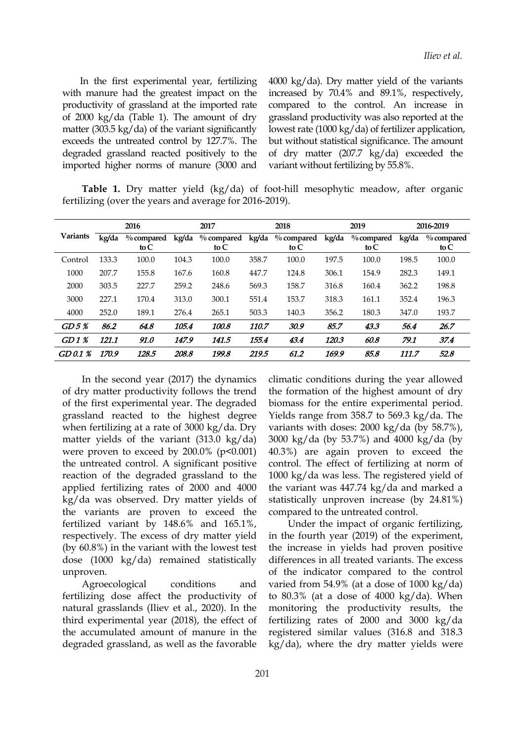In the first experimental year, fertilizing with manure had the greatest impact on the productivity of grassland at the imported rate of 2000 kg/da (Table 1). The amount of dry matter (303.5 kg/da) of the variant significantly exceeds the untreated control by 127.7%. The degraded grassland reacted positively to the imported higher norms of manure (3000 and 4000 kg/da). Dry matter yield of the variants increased by 70.4% and 89.1%, respectively, compared to the control. An increase in grassland productivity was also reported at the lowest rate (1000 kg/da) of fertilizer application, but without statistical significance. The amount of dry matter (207.7 kg/da) exceeded the variant without fertilizing by 55.8%.

**Table 1.** Dry matter yield (kg/da) of foot-hill mesophytic meadow, after organic fertilizing (over the years and average for 2016-2019).

| Variants | 2016 | | 2017 | | 2018 | | 2019 | | 2016-2019 | |
|---|---|---|---|---|---|---|---|---|---|---|
| | kg/da | % compared to C | kg/da | % compared to C | kg/da | % compared to C | kg/da | % compared to C | kg/da | % compared to C |
| Control | 133.3 | 100.0 | 104.3 | 100.0 | 358.7 | 100.0 | 197.5 | 100.0 | 198.5 | 100.0 |
| 1000 | 207.7 | 155.8 | 167.6 | 160.8 | 447.7 | 124.8 | 306.1 | 154.9 | 282.3 | 149.1 |
| 2000 | 303.5 | 227.7 | 259.2 | 248.6 | 569.3 | 158.7 | 316.8 | 160.4 | 362.2 | 198.8 |
| 3000 | 227.1 | 170.4 | 313.0 | 300.1 | 551.4 | 153.7 | 318.3 | 161.1 | 352.4 | 196.3 |
| 4000 | 252.0 | 189.1 | 276.4 | 265.1 | 503.3 | 140.3 | 356.2 | 180.3 | 347.0 | 193.7 |
| *GD 5 %* | *86.2* | *64.8* | *105.4* | *100.8* | *110.7* | *30.9* | *85.7* | *43.3* | *56.4* | *26.7* |
| *GD 1 %* | *121.1* | *91.0* | *147.9* | *141.5* | *155.4* | *43.4* | *120.3* | *60.8* | *79.1* | *37.4* |
| *GD 0.1 %* | *170.9* | *128.5* | *208.8* | *199.8* | *219.5* | *61.2* | *169.9* | *85.8* | *111.7* | *52.8* |

In the second year (2017) the dynamics of dry matter productivity follows the trend of the first experimental year. The degraded grassland reacted to the highest degree when fertilizing at a rate of 3000 kg/da. Dry matter yields of the variant (313.0 kg/da) were proven to exceed by 200.0% ($p<0.001$) the untreated control. A significant positive reaction of the degraded grassland to the applied fertilizing rates of 2000 and 4000 kg/da was observed. Dry matter yields of the variants are proven to exceed the fertilized variant by 148.6% and 165.1%, respectively. The excess of dry matter yield (by 60.8%) in the variant with the lowest test dose (1000 kg/da) remained statistically unproven.

Agroecological conditions and fertilizing dose affect the productivity of natural grasslands (Iliev et al., 2020). In the third experimental year (2018), the effect of the accumulated amount of manure in the degraded grassland, as well as the favorable climatic conditions during the year allowed the formation of the highest amount of dry biomass for the entire experimental period. Yields range from 358.7 to 569.3 kg/da. The variants with doses: 2000 kg/da (by 58.7%), 3000 kg/da (by 53.7%) and 4000 kg/da (by 40.3%) are again proven to exceed the control. The effect of fertilizing at norm of 1000 kg/da was less. The registered yield of the variant was 447.74 kg/da and marked a statistically unproven increase (by 24.81%) compared to the untreated control.

Under the impact of organic fertilizing, in the fourth year (2019) of the experiment, the increase in yields had proven positive differences in all treated variants. The excess of the indicator compared to the control varied from 54.9% (at a dose of 1000 kg/da) to 80.3% (at a dose of 4000 kg/da). When monitoring the productivity results, the fertilizing rates of 2000 and 3000 kg/da registered similar values (316.8 and 318.3 kg/da), where the dry matter yields were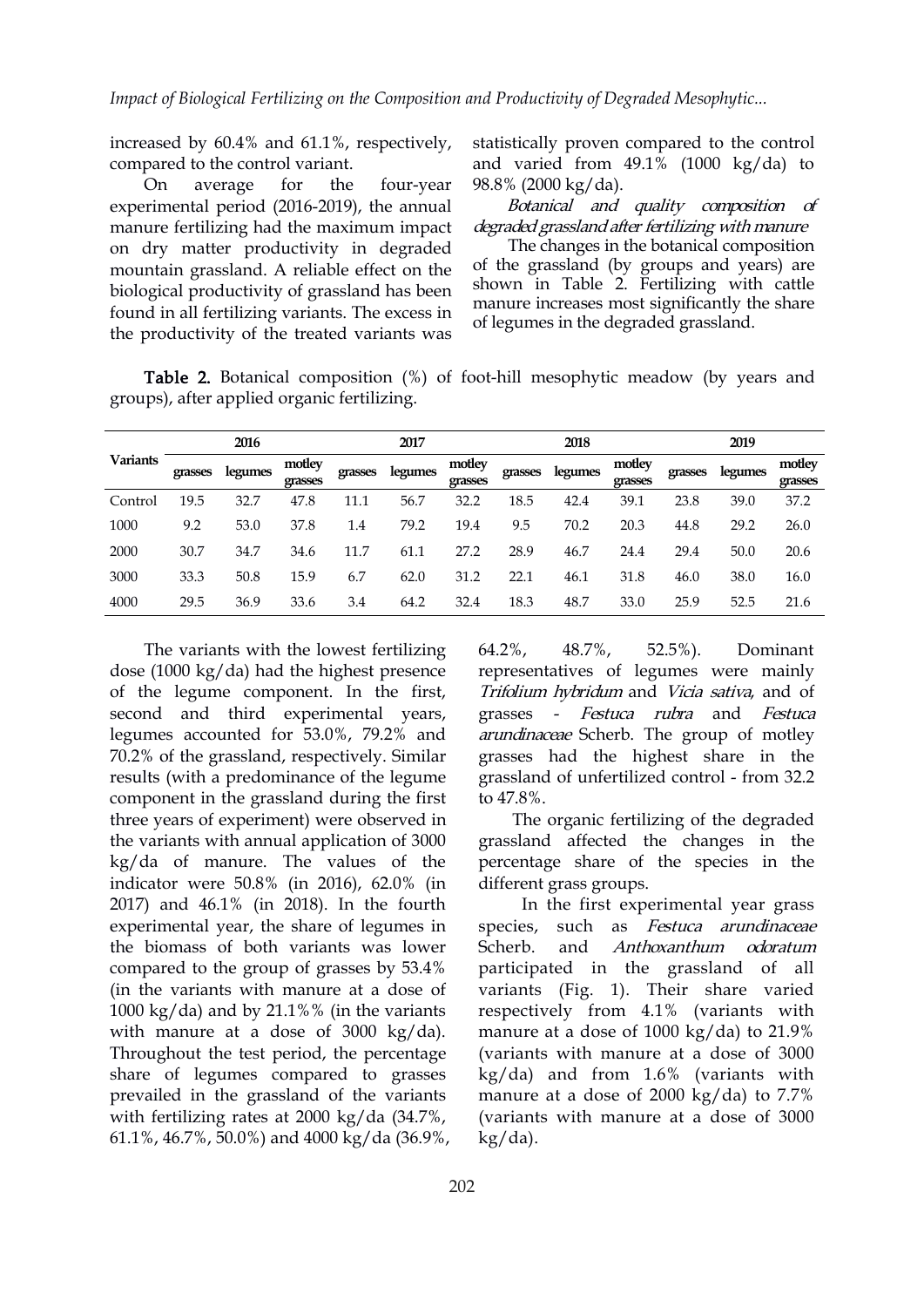increased by 60.4% and 61.1%, respectively, compared to the control variant.

On average for the four-year experimental period (2016-2019), the annual manure fertilizing had the maximum impact on dry matter productivity in degraded mountain grassland. A reliable effect on the biological productivity of grassland has been found in all fertilizing variants. The excess in the productivity of the treated variants was statistically proven compared to the control and varied from 49.1% (1000 kg/da) to 98.8% (2000 kg/da).

*Botanical and quality composition of degraded grassland after fertilizing with manure*

The changes in the botanical composition of the grassland (by groups and years) are shown in Table 2. Fertilizing with cattle manure increases most significantly the share of legumes in the degraded grassland.

**Table 2.** Botanical composition (%) of foot-hill mesophytic meadow (by years and groups), after applied organic fertilizing.

| Variants | 2016 | | | 2017 | | | 2018 | | | 2019 | | |
|---|---|---|---|---|---|---|---|---|---|---|---|---|
| | grasses | legumes | motley grasses | grasses | legumes | motley grasses | grasses | legumes | motley grasses | grasses | legumes | motley grasses |
| Control | 19.5 | 32.7 | 47.8 | 11.1 | 56.7 | 32.2 | 18.5 | 42.4 | 39.1 | 23.8 | 39.0 | 37.2 |
| 1000 | 9.2 | 53.0 | 37.8 | 1.4 | 79.2 | 19.4 | 9.5 | 70.2 | 20.3 | 44.8 | 29.2 | 26.0 |
| 2000 | 30.7 | 34.7 | 34.6 | 11.7 | 61.1 | 27.2 | 28.9 | 46.7 | 24.4 | 29.4 | 50.0 | 20.6 |
| 3000 | 33.3 | 50.8 | 15.9 | 6.7 | 62.0 | 31.2 | 22.1 | 46.1 | 31.8 | 46.0 | 38.0 | 16.0 |
| 4000 | 29.5 | 36.9 | 33.6 | 3.4 | 64.2 | 32.4 | 18.3 | 48.7 | 33.0 | 25.9 | 52.5 | 21.6 |

The variants with the lowest fertilizing dose (1000 kg/da) had the highest presence of the legume component. In the first, second and third experimental years, legumes accounted for 53.0%, 79.2% and 70.2% of the grassland, respectively. Similar results (with a predominance of the legume component in the grassland during the first three years of experiment) were observed in the variants with annual application of 3000 kg/da of manure. The values of the indicator were 50.8% (in 2016), 62.0% (in 2017) and 46.1% (in 2018). In the fourth experimental year, the share of legumes in the biomass of both variants was lower compared to the group of grasses by 53.4% (in the variants with manure at a dose of 1000 kg/da) and by 21.1%% (in the variants with manure at a dose of 3000 kg/da). Throughout the test period, the percentage share of legumes compared to grasses prevailed in the grassland of the variants with fertilizing rates at 2000 kg/da (34.7%, 61.1%, 46.7%, 50.0%) and 4000 kg/da (36.9%, 64.2%, 48.7%, 52.5%). Dominant representatives of legumes were mainly *Trifolium hybridum* and *Vicia sativa*, and of grasses - *Festuca rubra* and *Festuca arundinaceae* Scherb. The group of motley grasses had the highest share in the grassland of unfertilized control - from 32.2 to 47.8%.

The organic fertilizing of the degraded grassland affected the changes in the percentage share of the species in the different grass groups.

In the first experimental year grass species, such as *Festuca arundinaceae* Scherb. and *Anthoxanthum odoratum* participated in the grassland of all variants (Fig. 1). Their share varied respectively from 4.1% (variants with manure at a dose of 1000 kg/da) to 21.9% (variants with manure at a dose of 3000 kg/da) and from 1.6% (variants with manure at a dose of 2000 kg/da) to 7.7% (variants with manure at a dose of 3000 kg/da).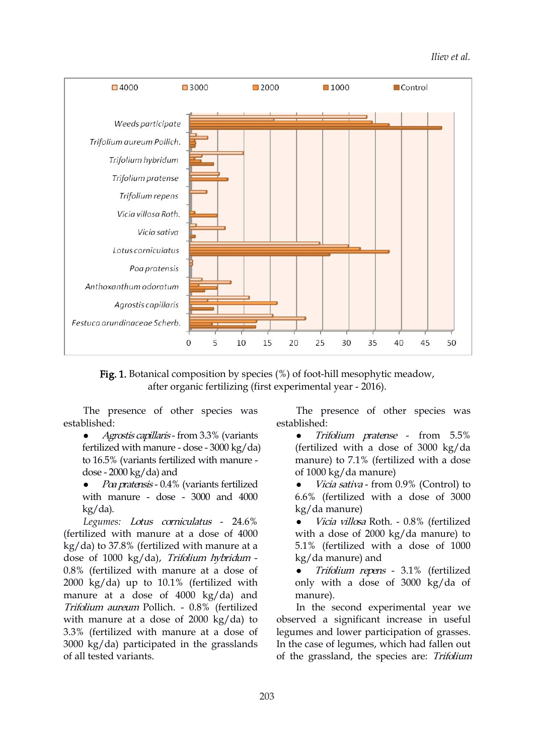**Fig. 1.** Botanical composition by species (%) of foot-hill mesophytic meadow, after organic fertilizing (first experimental year - 2016).

The presence of other species was established:

- *Agrostis capillaris* - from 3.3% (variants fertilized with manure - dose - 3000 kg/da) to 16.5% (variants fertilized with manure - dose - 2000 kg/da) and
- *Poa pratensis* - 0.4% (variants fertilized with manure - dose - 3000 and 4000 kg/da).

*Legumes*: *Lotus corniculatus* - 24.6% (fertilized with manure at a dose of 4000 kg/da) to 37.8% (fertilized with manure at a dose of 1000 kg/da), *Trifolium hybridum* - 0.8% (fertilized with manure at a dose of 2000 kg/da) up to 10.1% (fertilized with manure at a dose of 4000 kg/da) and *Trifolium aureum* Pollich. - 0.8% (fertilized with manure at a dose of 2000 kg/da) to 3.3% (fertilized with manure at a dose of 3000 kg/da) participated in the grasslands of all tested variants.

The presence of other species was established:

- *Trifolium pratense* - from 5.5% (fertilized with a dose of 3000 kg/da manure) to 7.1% (fertilized with a dose of 1000 kg/da manure)
- *Vicia sativa* - from 0.9% (Control) to 6.6% (fertilized with a dose of 3000 kg/da manure)
- *Vicia villosa* Roth. - 0.8% (fertilized with a dose of 2000 kg/da manure) to 5.1% (fertilized with a dose of 1000 kg/da manure) and
- *Trifolium repens* - 3.1% (fertilized only with a dose of 3000 kg/da of manure).

In the second experimental year we observed a significant increase in useful legumes and lower participation of grasses. In the case of legumes, which had fallen out of the grassland, the species are: *Trifolium*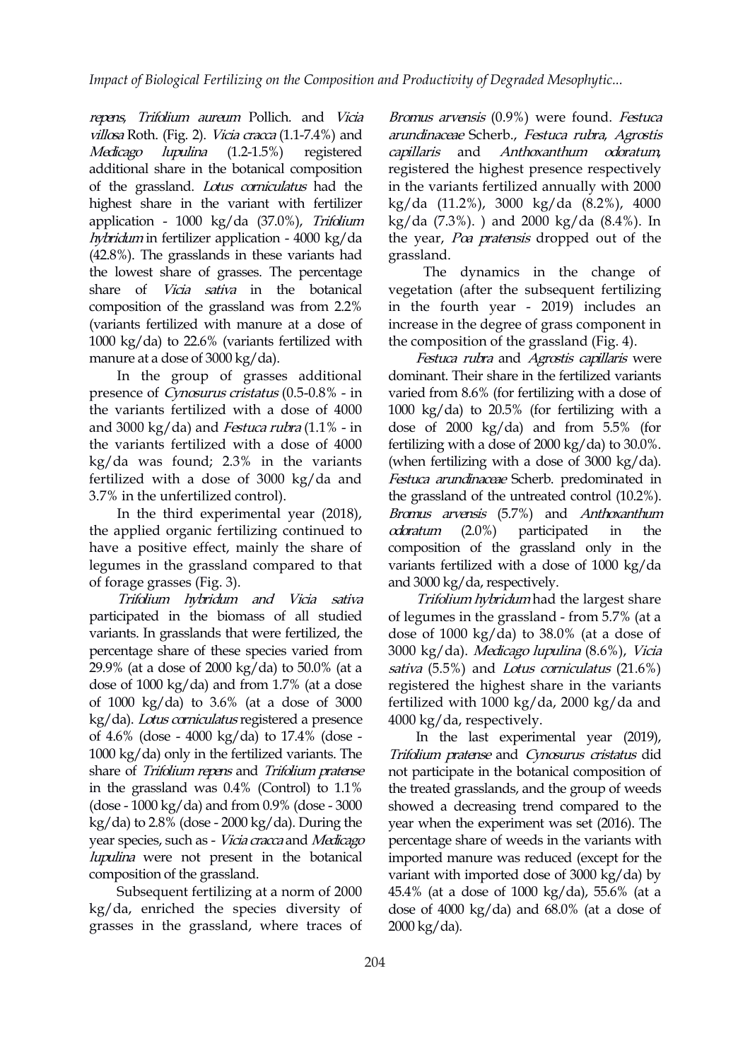*repens*, *Trifolium aureum* Pollich. and *Vicia villosa* Roth. (Fig. 2). *Vicia cracca* (1.1-7.4%) and *Medicago lupulina* (1.2-1.5%) registered additional share in the botanical composition of the grassland. *Lotus corniculatus* had the highest share in the variant with fertilizer application - 1000 kg/da (37.0%), *Trifolium hybridum* in fertilizer application - 4000 kg/da (42.8%). The grasslands in these variants had the lowest share of grasses. The percentage share of *Vicia sativa* in the botanical composition of the grassland was from 2.2% (variants fertilized with manure at a dose of 1000 kg/da) to 22.6% (variants fertilized with manure at a dose of 3000 kg/da).

In the group of grasses additional presence of *Cynosurus cristatus* (0.5-0.8% - in the variants fertilized with a dose of 4000 and 3000 kg/da) and *Festuca rubra* (1.1% - in the variants fertilized with a dose of 4000 kg/da was found; 2.3% in the variants fertilized with a dose of 3000 kg/da and 3.7% in the unfertilized control).

In the third experimental year (2018), the applied organic fertilizing continued to have a positive effect, mainly the share of legumes in the grassland compared to that of forage grasses (Fig. 3).

*Trifolium hybridum and Vicia sativa* participated in the biomass of all studied variants. In grasslands that were fertilized, the percentage share of these species varied from 29.9% (at a dose of 2000 kg/da) to 50.0% (at a dose of 1000 kg/da) and from 1.7% (at a dose of 1000 kg/da) to 3.6% (at a dose of 3000 kg/da). *Lotus corniculatus* registered a presence of 4.6% (dose - 4000 kg/da) to 17.4% (dose - 1000 kg/da) only in the fertilized variants. The share of *Trifolium repens* and *Trifolium pratense* in the grassland was 0.4% (Control) to 1.1% (dose - 1000 kg/da) and from 0.9% (dose - 3000 kg/da) to 2.8% (dose - 2000 kg/da). During the year species, such as - *Vicia cracca* and *Medicago lupulina* were not present in the botanical composition of the grassland.

Subsequent fertilizing at a norm of 2000 kg/da, enriched the species diversity of grasses in the grassland, where traces of *Bromus arvensis* (0.9%) were found. *Festuca arundinaceae* Scherb., *Festuca rubra*, *Agrostis capillaris* and *Anthoxanthum odoratum*, registered the highest presence respectively in the variants fertilized annually with 2000 kg/da (11.2%), 3000 kg/da (8.2%), 4000 kg/da (7.3%). ) and 2000 kg/da (8.4%). In the year, *Poa pratensis* dropped out of the grassland.

The dynamics in the change of vegetation (after the subsequent fertilizing in the fourth year - 2019) includes an increase in the degree of grass component in the composition of the grassland (Fig. 4).

*Festuca rubra* and *Agrostis capillaris* were dominant. Their share in the fertilized variants varied from 8.6% (for fertilizing with a dose of 1000 kg/da) to 20.5% (for fertilizing with a dose of 2000 kg/da) and from 5.5% (for fertilizing with a dose of 2000 kg/da) to 30.0%. (when fertilizing with a dose of 3000 kg/da). *Festuca arundinaceae* Scherb. predominated in the grassland of the untreated control (10.2%). *Bromus arvensis* (5.7%) and *Anthoxanthum odoratum* (2.0%) participated in the composition of the grassland only in the variants fertilized with a dose of 1000 kg/da and 3000 kg/da, respectively.

*Trifolium hybridum* had the largest share of legumes in the grassland - from 5.7% (at a dose of 1000 kg/da) to 38.0% (at a dose of 3000 kg/da). *Medicago lupulina* (8.6%), *Vicia sativa* (5.5%) and *Lotus corniculatus* (21.6%) registered the highest share in the variants fertilized with 1000 kg/da, 2000 kg/da and 4000 kg/da, respectively.

In the last experimental year (2019), *Trifolium pratense* and *Cynosurus cristatus* did not participate in the botanical composition of the treated grasslands, and the group of weeds showed a decreasing trend compared to the year when the experiment was set (2016). The percentage share of weeds in the variants with imported manure was reduced (except for the variant with imported dose of 3000 kg/da) by 45.4% (at a dose of 1000 kg/da), 55.6% (at a dose of 4000 kg/da) and 68.0% (at a dose of 2000 kg/da).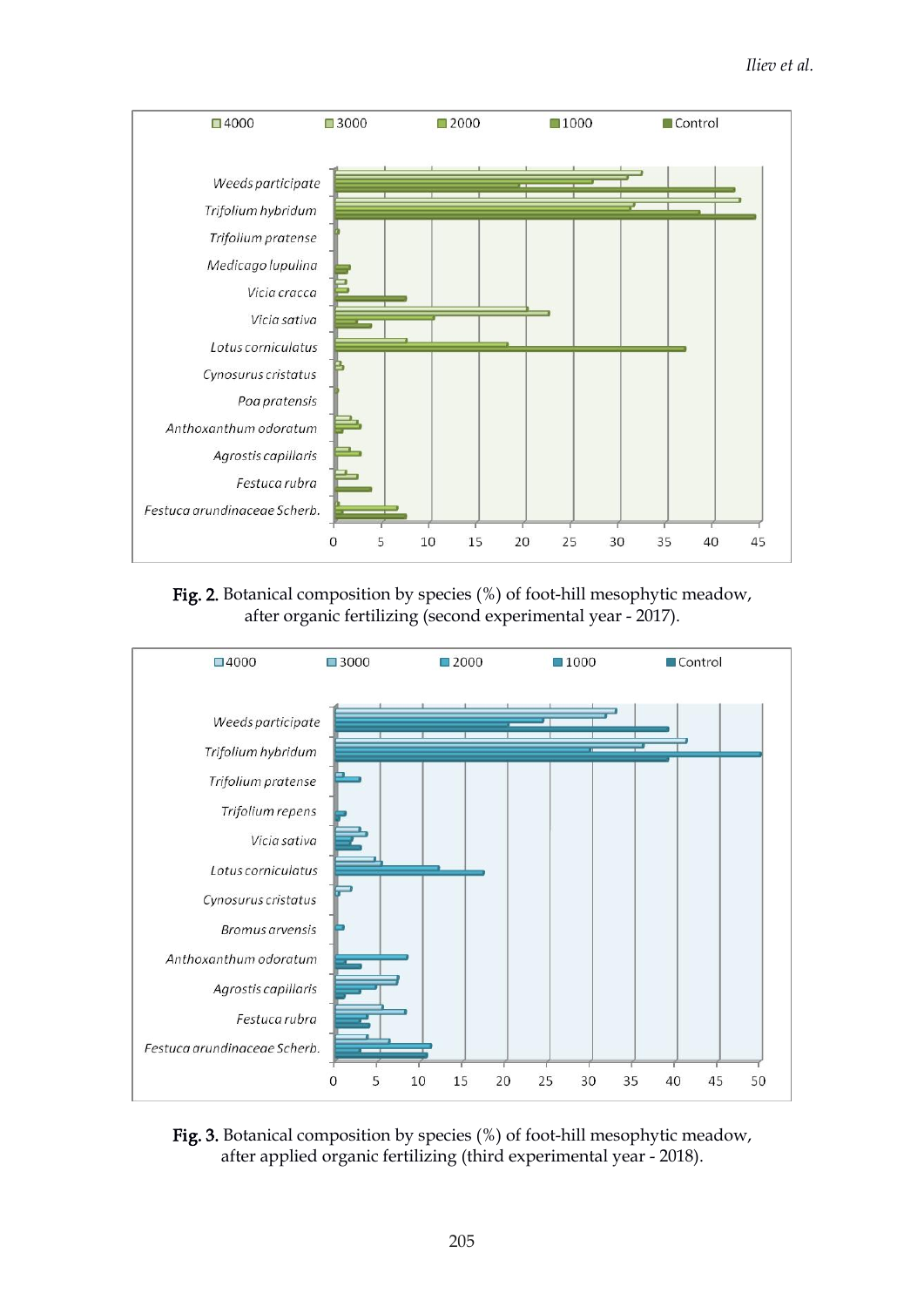**Fig. 2.** Botanical composition by species (%) of foot-hill mesophytic meadow, after organic fertilizing (second experimental year - 2017).

**Fig. 3.** Botanical composition by species (%) of foot-hill mesophytic meadow, after applied organic fertilizing (third experimental year - 2018).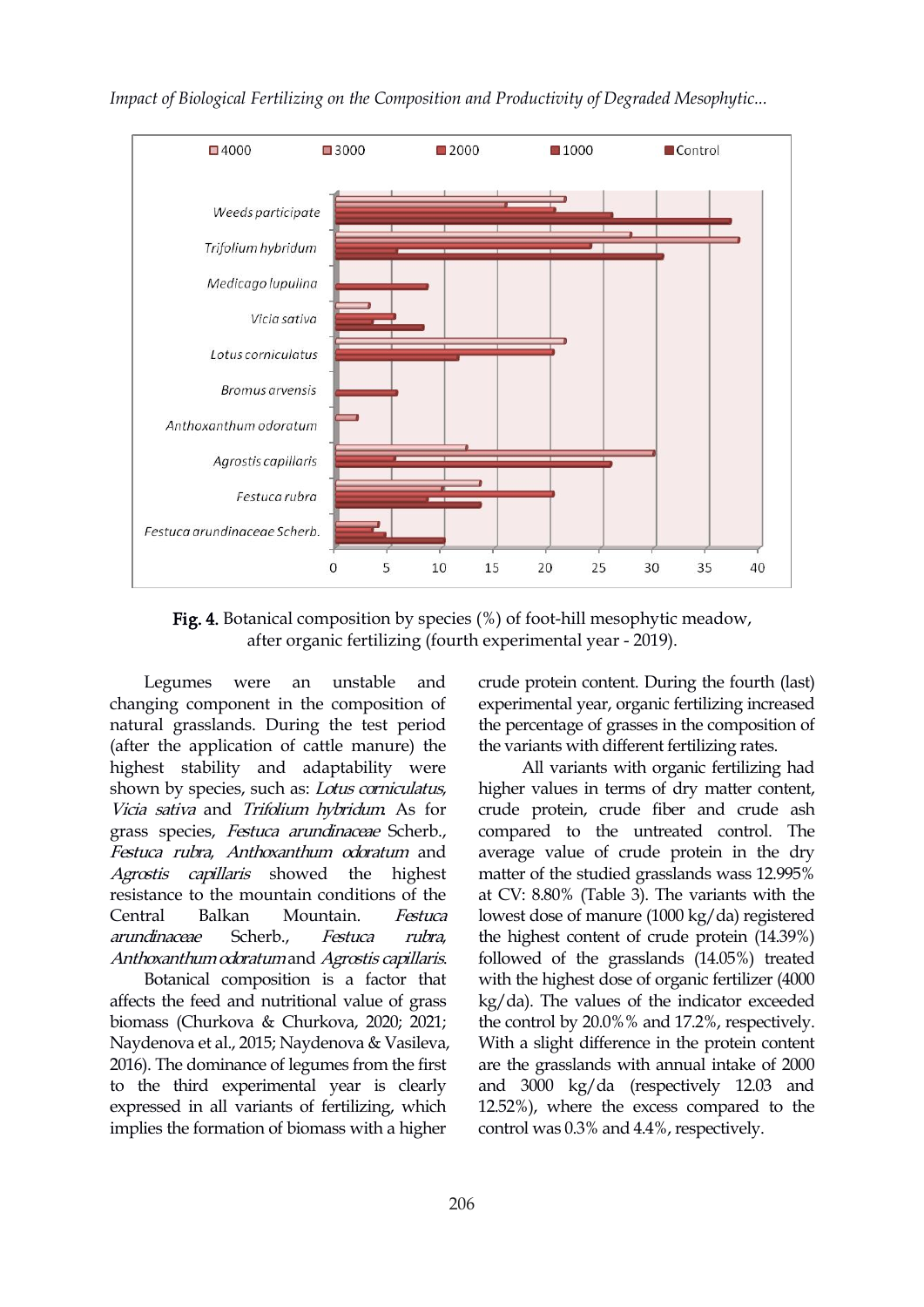Fig. 4. Botanical composition by species (%) of foot-hill mesophytic meadow, after organic fertilizing (fourth experimental year - 2019).

Legumes were an unstable and changing component in the composition of natural grasslands. During the test period (after the application of cattle manure) the highest stability and adaptability were shown by species, such as: *Lotus corniculatus*, *Vicia sativa* and *Trifolium hybridum*. As for grass species, *Festuca arundinaceae* Scherb., *Festuca rubra*, *Anthoxanthum odoratum* and *Agrostis capillaris* showed the highest resistance to the mountain conditions of the Central Balkan Mountain. *Festuca arundinaceae* Scherb., *Festuca rubra*, *Anthoxanthum odoratum* and *Agrostis capillaris*.

Botanical composition is a factor that affects the feed and nutritional value of grass biomass (Churkova & Churkova, 2020; 2021; Naydenova et al., 2015; Naydenova & Vasileva, 2016). The dominance of legumes from the first to the third experimental year is clearly expressed in all variants of fertilizing, which implies the formation of biomass with a higher crude protein content. During the fourth (last) experimental year, organic fertilizing increased the percentage of grasses in the composition of the variants with different fertilizing rates.

All variants with organic fertilizing had higher values in terms of dry matter content, crude protein, crude fiber and crude ash compared to the untreated control. The average value of crude protein in the dry matter of the studied grasslands wass 12.995% at CV: 8.80% (Table 3). The variants with the lowest dose of manure (1000 kg/da) registered the highest content of crude protein (14.39%) followed of the grasslands (14.05%) treated with the highest dose of organic fertilizer (4000 kg/da). The values of the indicator exceeded the control by 20.0%% and 17.2%, respectively. With a slight difference in the protein content are the grasslands with annual intake of 2000 and 3000 kg/da (respectively 12.03 and 12.52%), where the excess compared to the control was 0.3% and 4.4%, respectively.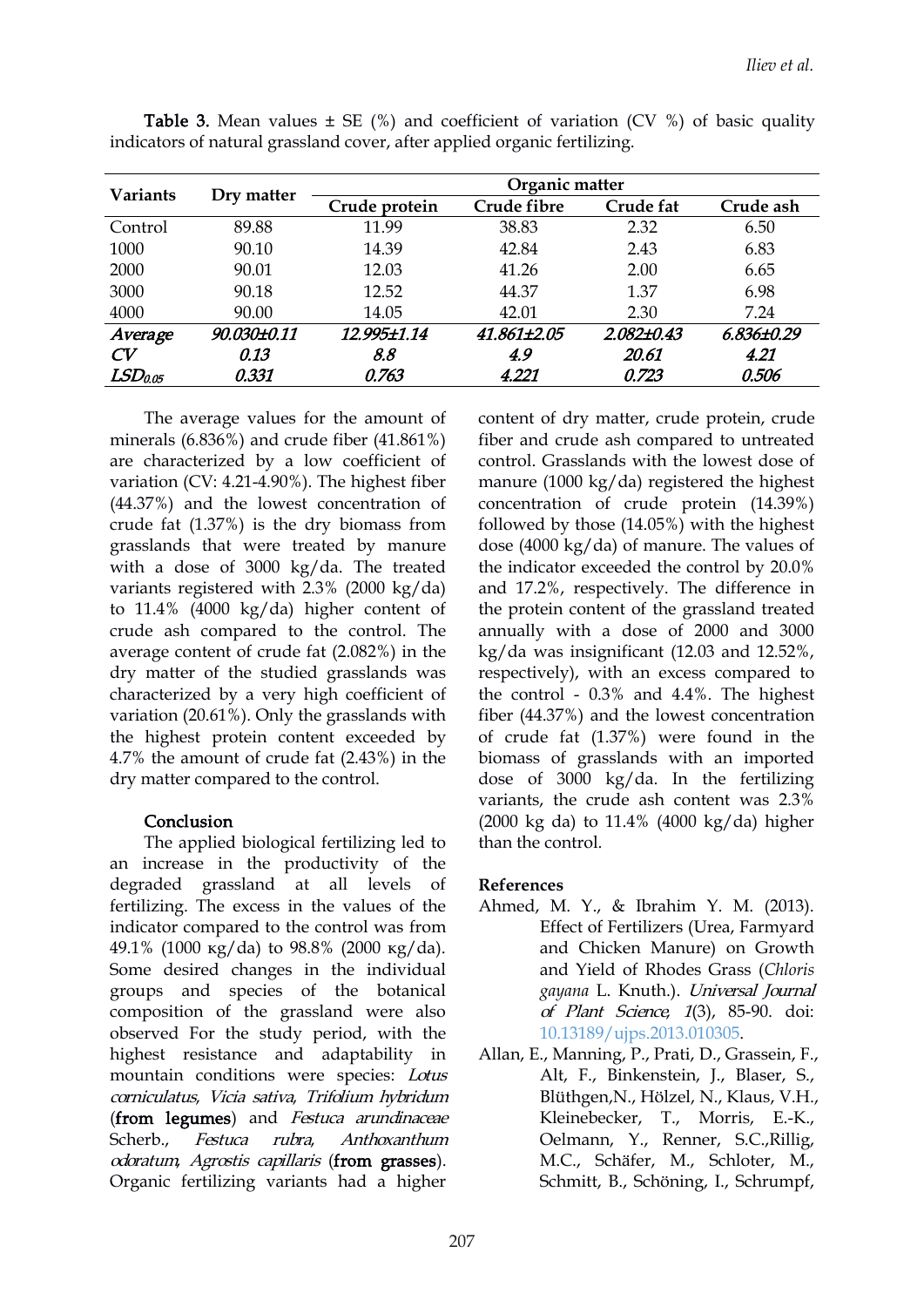**Table 3.** Mean values ± SE (%) and coefficient of variation (CV %) of basic quality indicators of natural grassland cover, after applied organic fertilizing.

| Variants | Dry matter | Organic matter | | | |
|---|---|---|---|---|---|
| | | Crude protein | Crude fibre | Crude fat | Crude ash |
| Control | 89.88 | 11.99 | 38.83 | 2.32 | 6.50 |
| 1000 | 90.10 | 14.39 | 42.84 | 2.43 | 6.83 |
| 2000 | 90.01 | 12.03 | 41.26 | 2.00 | 6.65 |
| 3000 | 90.18 | 12.52 | 44.37 | 1.37 | 6.98 |
| 4000 | 90.00 | 14.05 | 42.01 | 2.30 | 7.24 |
| *Average* | *90.030±0.11* | *12.995±1.14* | *41.861±2.05* | *2.082±0.43* | *6.836±0.29* |
| *CV* | *0.13* | *8.8* | *4.9* | *20.61* | *4.21* |
| $LSD_{0.05}$ | *0.331* | *0.763* | *4.221* | *0.723* | *0.506* |

The average values for the amount of minerals (6.836%) and crude fiber (41.861%) are characterized by a low coefficient of variation (CV: 4.21-4.90%). The highest fiber (44.37%) and the lowest concentration of crude fat (1.37%) is the dry biomass from grasslands that were treated by manure with a dose of 3000 kg/da. The treated variants registered with 2.3% (2000 kg/da) to 11.4% (4000 kg/da) higher content of crude ash compared to the control. The average content of crude fat (2.082%) in the dry matter of the studied grasslands was characterized by a very high coefficient of variation (20.61%). Only the grasslands with the highest protein content exceeded by 4.7% the amount of crude fat (2.43%) in the dry matter compared to the control.

## Conclusion

The applied biological fertilizing led to an increase in the productivity of the degraded grassland at all levels of fertilizing. The excess in the values of the indicator compared to the control was from 49.1% (1000 кg/da) to 98.8% (2000 кg/da). Some desired changes in the individual groups and species of the botanical composition of the grassland were also observed For the study period, with the highest resistance and adaptability in mountain conditions were species: *Lotus corniculatus*, *Vicia sativa*, *Trifolium hybridum* (**from legumes**) and *Festuca arundinaceae* Scherb., *Festuca rubra*, *Anthoxanthum odoratum*, *Agrostis capillaris* (**from grasses**). Organic fertilizing variants had a higher content of dry matter, crude protein, crude fiber and crude ash compared to untreated control. Grasslands with the lowest dose of manure (1000 kg/da) registered the highest concentration of crude protein (14.39%) followed by those (14.05%) with the highest dose (4000 kg/da) of manure. The values of the indicator exceeded the control by 20.0% and 17.2%, respectively. The difference in the protein content of the grassland treated annually with a dose of 2000 and 3000 kg/da was insignificant (12.03 and 12.52%, respectively), with an excess compared to the control - 0.3% and 4.4%. The highest fiber (44.37%) and the lowest concentration of crude fat (1.37%) were found in the biomass of grasslands with an imported dose of 3000 kg/da. In the fertilizing variants, the crude ash content was 2.3% (2000 kg da) to 11.4% (4000 kg/da) higher than the control.

## References

Ahmed, M. Y., & Ibrahim Y. M. (2013). Effect of Fertilizers (Urea, Farmyard and Chicken Manure) on Growth and Yield of Rhodes Grass (*Chloris gayana* L. Knuth.). *Universal Journal of Plant Science*, *1*(3), 85-90. doi: 10.13189/ujps.2013.010305.

Allan, E., Manning, P., Prati, D., Grassein, F., Alt, F., Binkenstein, J., Blaser, S., Blüthgen,N., Hölzel, N., Klaus, V.H., Kleinebecker, T., Morris, E.-K., Oelmann, Y., Renner, S.C.,Rillig, M.C., Schäfer, M., Schloter, M., Schmitt, B., Schöning, I., Schrumpf,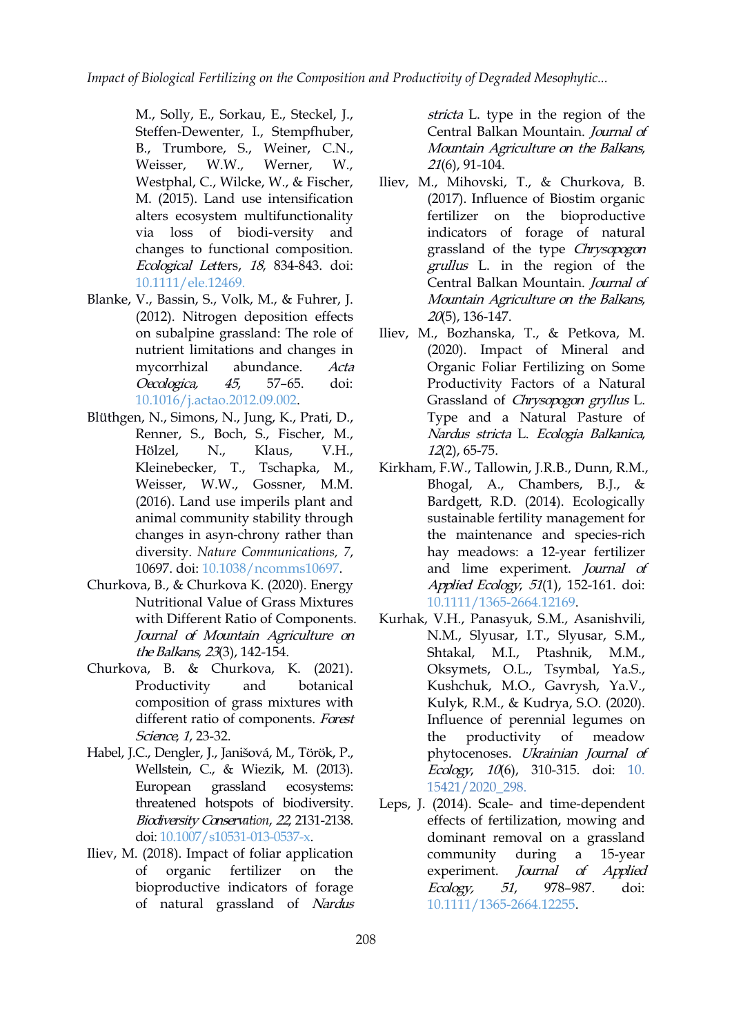M., Solly, E., Sorkau, E., Steckel, J., Steffen-Dewenter, I., Stempfhuber, B., Trumbore, S., Weiner, C.N., Weisser, W.W., Werner, W., Westphal, C., Wilcke, W., & Fischer, M. (2015). Land use intensification alters ecosystem multifunctionality via loss of biodi-versity and changes to functional composition. *Ecological Lett*ers, *18*, 834-843. doi: 10.1111/ele.12469.

Blanke, V., Bassin, S., Volk, M., & Fuhrer, J. (2012). Nitrogen deposition effects on subalpine grassland: The role of nutrient limitations and changes in mycorrhizal abundance. *Acta Oecologica, 45*, 57–65. doi: 10.1016/j.actao.2012.09.002.

Blüthgen, N., Simons, N., Jung, K., Prati, D., Renner, S., Boch, S., Fischer, M., Hölzel, N., Klaus, V.H., Kleinebecker, T., Tschapka, M., Weisser, W.W., Gossner, M.M. (2016). Land use imperils plant and animal community stability through changes in asyn-chrony rather than diversity. *Nature Communications, 7*, 10697. doi: 10.1038/ncomms10697.

Churkova, B., & Churkova K. (2020). Energy Nutritional Value of Grass Mixtures with Different Ratio of Components. *Journal of Mountain Agriculture on the Balkans, 23*(3), 142-154.

Churkova, B. & Churkova, K. (2021). Productivity and botanical composition of grass mixtures with different ratio of components. *Forest Science, 1*, 23-32.

Habel, J.C., Dengler, J., Janišová, M., Török, P., Wellstein, C., & Wiezik, M. (2013). European grassland ecosystems: threatened hotspots of biodiversity. *Biodiversity Conservation*, *22*, 2131-2138. doi: 10.1007/s10531-013-0537-x.

Iliev, M. (2018). Impact of foliar application of organic fertilizer on the bioproductive indicators of forage of natural grassland of *Nardus stricta* L. type in the region of the Central Balkan Mountain. *Journal of Mountain Agriculture on the Balkans, 21*(6), 91-104.

Iliev, M., Mihovski, T., & Churkova, B. (2017). Influence of Biostim organic fertilizer on the bioproductive indicators of forage of natural grassland of the type *Chrysopogon grullus* L. in the region of the Central Balkan Mountain. *Journal of Mountain Agriculture on the Balkans, 20*(5), 136-147.

Iliev, M., Bozhanska, T., & Petkova, M. (2020). Impact of Mineral and Organic Foliar Fertilizing on Some Productivity Factors of a Natural Grassland of *Chrysopogon gryllus* L. Type and a Natural Pasture of *Nardus stricta* L. *Ecologia Balkanica, 12*(2), 65-75.

Kirkham, F.W., Tallowin, J.R.B., Dunn, R.M., Bhogal, A., Chambers, B.J., & Bardgett, R.D. (2014). Ecologically sustainable fertility management for the maintenance and species-rich hay meadows: a 12-year fertilizer and lime experiment. *Journal of Applied Ecology*, *51*(1), 152-161. doi: 10.1111/1365-2664.12169.

Kurhak, V.H., Panasyuk, S.M., Asanishvili, N.M., Slyusar, I.T., Slyusar, S.M., Shtakal, M.I., Ptashnik, M.M., Oksymets, O.L., Tsymbal, Ya.S., Kushchuk, M.O., Gavrysh, Ya.V., Kulyk, R.M., & Kudrya, S.O. (2020). Influence of perennial legumes on the productivity of meadow phytocenoses. *Ukrainian Journal of Ecology, 10*(6), 310-315. doi: 10.15421/2020_298.

Leps, J. (2014). Scale- and time-dependent effects of fertilization, mowing and dominant removal on a grassland community during a 15-year experiment. *Journal of Applied Ecology, 51*, 978–987. doi: 10.1111/1365-2664.12255.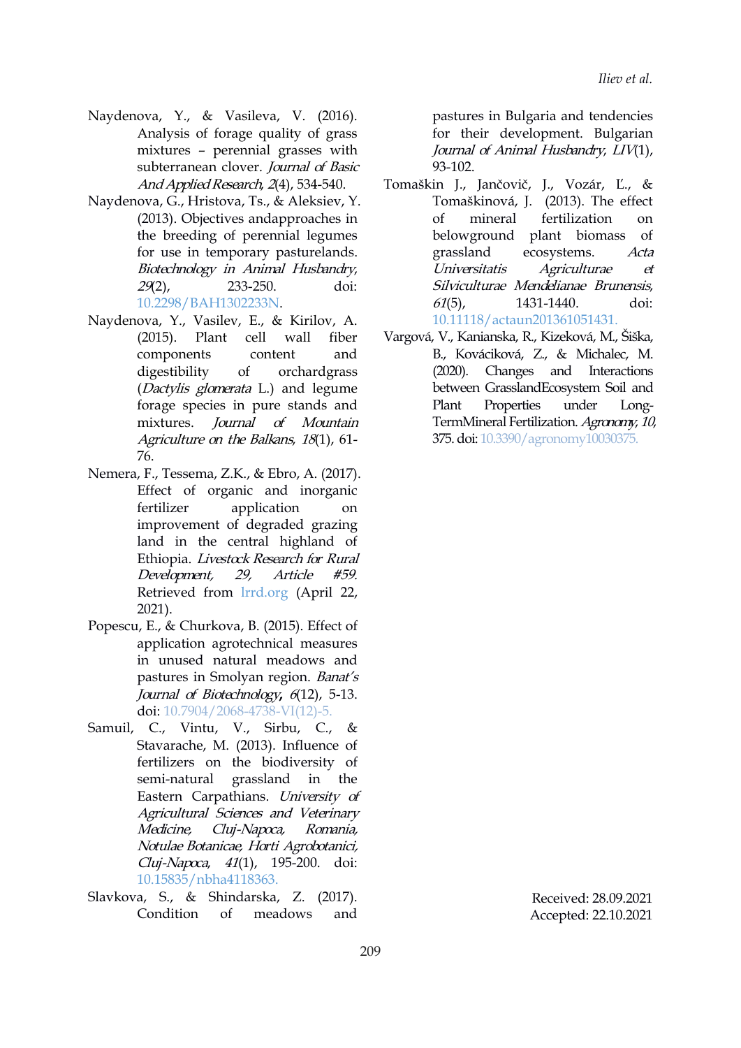Naydenova, Y., & Vasileva, V. (2016). Analysis of forage quality of grass mixtures – perennial grasses with subterranean clover. *Journal of Basic And Applied Research, 2*(4), 534-540.

Naydenova, G., Hristova, Ts., & Aleksiev, Y. (2013). Objectives andapproaches in the breeding of perennial legumes for use in temporary pasturelands. *Biotechnology in Animal Husbandry, 29*(2), 233-250. doi: 10.2298/BAH1302233N.

Naydenova, Y., Vasilev, E., & Kirilov, A. (2015). Plant cell wall fiber components content and digestibility of orchardgrass (*Dactylis glomerata* L.) and legume forage species in pure stands and mixtures. *Journal of Mountain Agriculture on the Balkans, 18*(1), 61-76.

Nemera, F., Tessema, Z.K., & Ebro, A. (2017). Effect of organic and inorganic fertilizer application on improvement of degraded grazing land in the central highland of Ethiopia. *Livestock Research for Rural Development, 29, Article #59.* Retrieved from lrrd.org (April 22, 2021).

Popescu, E., & Churkova, B. (2015). Effect of application agrotechnical measures in unused natural meadows and pastures in Smolyan region. *Banat's Journal of Biotechnology***,** *6*(12), 5-13. doi: 10.7904/2068-4738-VI(12)-5.

Samuil, C., Vintu, V., Sirbu, C., & Stavarache, M. (2013). Influence of fertilizers on the biodiversity of semi-natural grassland in the Eastern Carpathians. *University of Agricultural Sciences and Veterinary Medicine, Cluj-Napoca, Romania, Notulae Botanicae, Horti Agrobotanici, Cluj-Napoca, 41*(1), 195-200. doi: 10.15835/nbha4118363.

Slavkova, S., & Shindarska, Z. (2017). Condition of meadows and pastures in Bulgaria and tendencies for their development. Bulgarian *Journal of Animal Husbandry, LIV*(1), 93-102.

Tomaškin J., Jančovič, J., Vozár, Ľ., & Tomaškinová, J. (2013). The effect of mineral fertilization on belowground plant biomass of grassland ecosystems. *Acta Universitatis Agriculturae et Silviculturae Mendelianae Brunensis, 61*(5), 1431-1440. doi: 10.11118/actaun201361051431.

Vargová, V., Kanianska, R., Kizeková, M., Šiška, B., Kováciková, Z., & Michalec, M. (2020). Changes and Interactions between GrasslandEcosystem Soil and Plant Properties under Long-TermMineral Fertilization. *Agronomy, 10,* 375. doi: 10.3390/agronomy10030375.

Received: 28.09.2021
Accepted: 22.10.2021